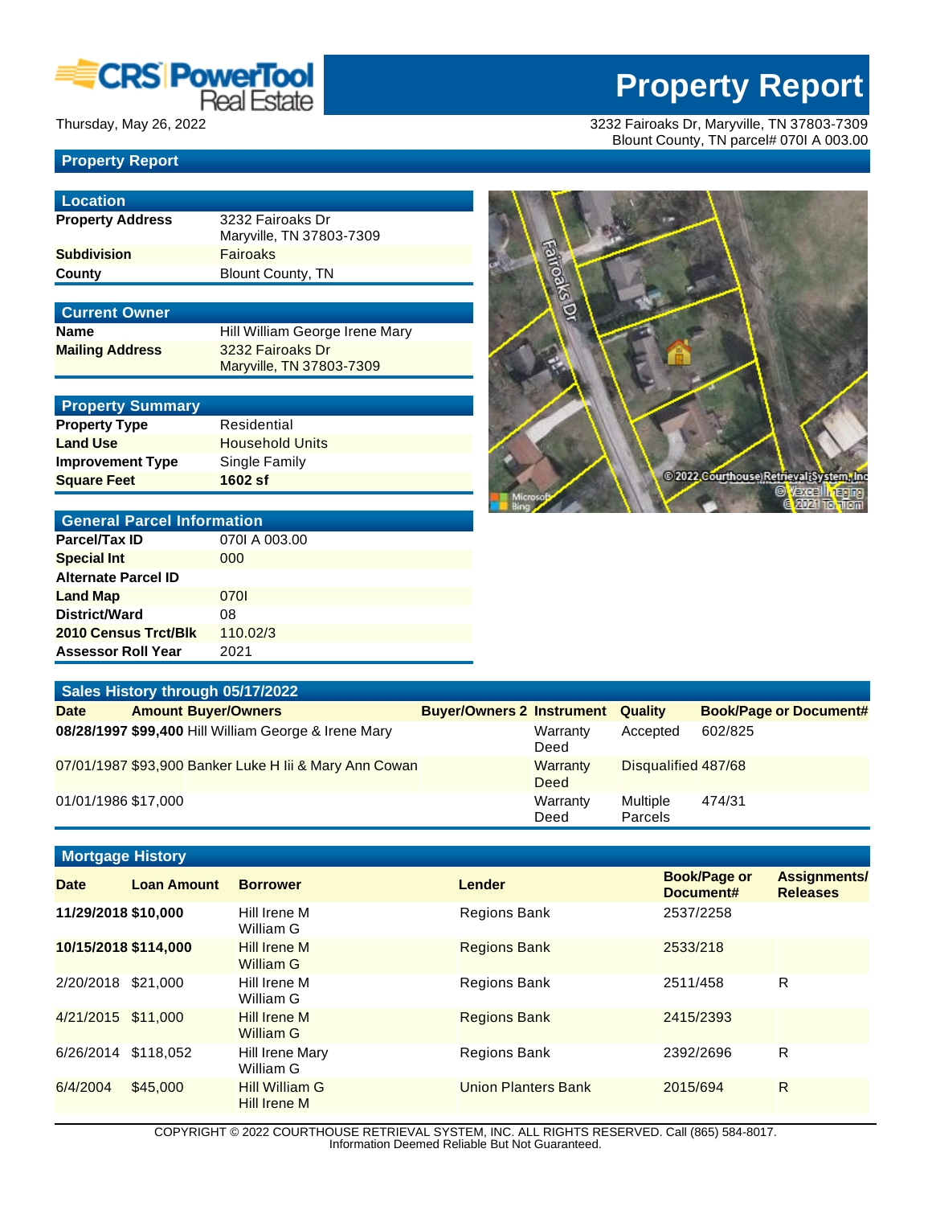# Property Report

Thursday, May 26, 2022

3232 Fairoaks Dr, Maryville, TN 37803-7309
Blount County, TN parcel# 070I A 003.00

## Property Report

### Location

| | |
|---|---|
| **Property Address** | 3232 Fairoaks Dr<br>Maryville, TN 37803-7309 |
| **Subdivision** | Fairoaks |
| **County** | Blount County, TN |

### Current Owner

| | |
|---|---|
| **Name** | Hill William George Irene Mary |
| **Mailing Address** | 3232 Fairoaks Dr<br>Maryville, TN 37803-7309 |

### Property Summary

| | |
|---|---|
| **Property Type** | Residential |
| **Land Use** | Household Units |
| **Improvement Type** | Single Family |
| **Square Feet** | **1602 sf** |

### General Parcel Information

| | |
|---|---|
| **Parcel/Tax ID** | 070I A 003.00 |
| **Special Int** | 000 |
| **Alternate Parcel ID** | |
| **Land Map** | 070I |
| **District/Ward** | 08 |
| **2010 Census Trct/Blk** | 110.02/3 |
| **Assessor Roll Year** | 2021 |

### Sales History through 05/17/2022

| Date | Amount | Buyer/Owners | Buyer/Owners 2 | Instrument | Quality | Book/Page or Document# |
|---|---|---|---|---|---|---|
| **08/28/1997** | **$99,400** | Hill William George & Irene Mary | | Warranty Deed | Accepted | 602/825 |
| 07/01/1987 | $93,900 | Banker Luke H Iii & Mary Ann Cowan | | Warranty Deed | Disqualified | 487/68 |
| 01/01/1986 | $17,000 | | | Warranty Deed | Multiple Parcels | 474/31 |

### Mortgage History

| Date | Loan Amount | Borrower | Lender | Book/Page or Document# | Assignments/ Releases |
|---|---|---|---|---|---|
| **11/29/2018** | **$10,000** | Hill Irene M<br>William G | Regions Bank | 2537/2258 | |
| **10/15/2018** | **$114,000** | Hill Irene M<br>William G | Regions Bank | 2533/218 | |
| 2/20/2018 | $21,000 | Hill Irene M<br>William G | Regions Bank | 2511/458 | R |
| 4/21/2015 | $11,000 | Hill Irene M<br>William G | Regions Bank | 2415/2393 | |
| 6/26/2014 | $118,052 | Hill Irene Mary<br>William G | Regions Bank | 2392/2696 | R |
| 6/4/2004 | $45,000 | Hill William G<br>Hill Irene M | Union Planters Bank | 2015/694 | R |

COPYRIGHT © 2022 COURTHOUSE RETRIEVAL SYSTEM, INC. ALL RIGHTS RESERVED. Call (865) 584-8017.
Information Deemed Reliable But Not Guaranteed.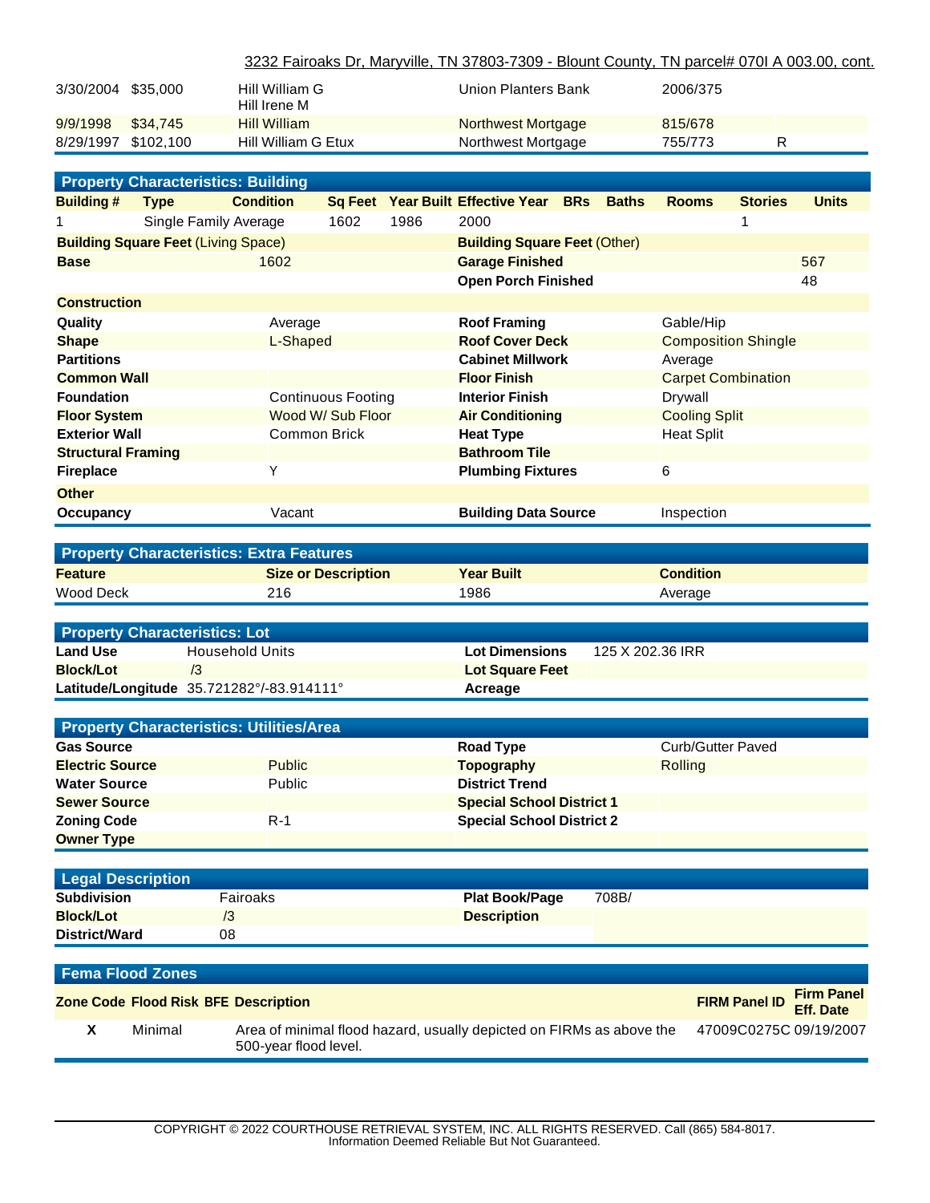3232 Fairoaks Dr, Maryville, TN 37803-7309 - Blount County, TN parcel# 070I A 003.00, cont.

| | | | | | |
|---|---|---|---|---|---|
| 3/30/2004 | $35,000 | Hill William G<br>Hill Irene M | Union Planters Bank | 2006/375 | |
| 9/9/1998 | $34,745 | Hill William | Northwest Mortgage | 815/678 | |
| 8/29/1997 | $102,100 | Hill William G Etux | Northwest Mortgage | 755/773 | R |

## Property Characteristics: Building

| Building # | Type | Condition | Sq Feet | Year Built | Effective Year | BRs | Baths | Rooms | Stories | Units |
|---|---|---|---|---|---|---|---|---|---|---|
| 1 | Single Family | Average | 1602 | 1986 | 2000 | | | | 1 | |

| Building Square Feet (Living Space) | | Building Square Feet (Other) | |
|---|---|---|---|
| **Base** | 1602 | **Garage Finished** | 567 |
| | | **Open Porch Finished** | 48 |

| Construction | | | |
|---|---|---|---|
| **Quality** | Average | **Roof Framing** | Gable/Hip |
| **Shape** | L-Shaped | **Roof Cover Deck** | Composition Shingle |
| **Partitions** | | **Cabinet Millwork** | Average |
| **Common Wall** | | **Floor Finish** | Carpet Combination |
| **Foundation** | Continuous Footing | **Interior Finish** | Drywall |
| **Floor System** | Wood W/ Sub Floor | **Air Conditioning** | Cooling Split |
| **Exterior Wall** | Common Brick | **Heat Type** | Heat Split |
| **Structural Framing** | | **Bathroom Tile** | |
| **Fireplace** | Y | **Plumbing Fixtures** | 6 |
| **Other** | | | |
| **Occupancy** | Vacant | **Building Data Source** | Inspection |

## Property Characteristics: Extra Features

| Feature | Size or Description | Year Built | Condition |
|---|---|---|---|
| Wood Deck | 216 | 1986 | Average |

## Property Characteristics: Lot

| | | | |
|---|---|---|---|
| **Land Use** | Household Units | **Lot Dimensions** | 125 X 202.36 IRR |
| **Block/Lot** | /3 | **Lot Square Feet** | |
| **Latitude/Longitude** | 35.721282°/-83.914111° | **Acreage** | |

## Property Characteristics: Utilities/Area

| | | | |
|---|---|---|---|
| **Gas Source** | | **Road Type** | Curb/Gutter Paved |
| **Electric Source** | Public | **Topography** | Rolling |
| **Water Source** | Public | **District Trend** | |
| **Sewer Source** | | **Special School District 1** | |
| **Zoning Code** | R-1 | **Special School District 2** | |
| **Owner Type** | | | |

## Legal Description

| | | | |
|---|---|---|---|
| **Subdivision** | Fairoaks | **Plat Book/Page** | 708B/ |
| **Block/Lot** | /3 | **Description** | |
| **District/Ward** | 08 | | |

## Fema Flood Zones

| Zone Code | Flood Risk | BFE | Description | FIRM Panel ID | Firm Panel Eff. Date |
|---|---|---|---|---|---|
| X | Minimal | | Area of minimal flood hazard, usually depicted on FIRMs as above the 500-year flood level. | 47009C0275C | 09/19/2007 |

COPYRIGHT © 2022 COURTHOUSE RETRIEVAL SYSTEM, INC. ALL RIGHTS RESERVED. Call (865) 584-8017.
Information Deemed Reliable But Not Guaranteed.